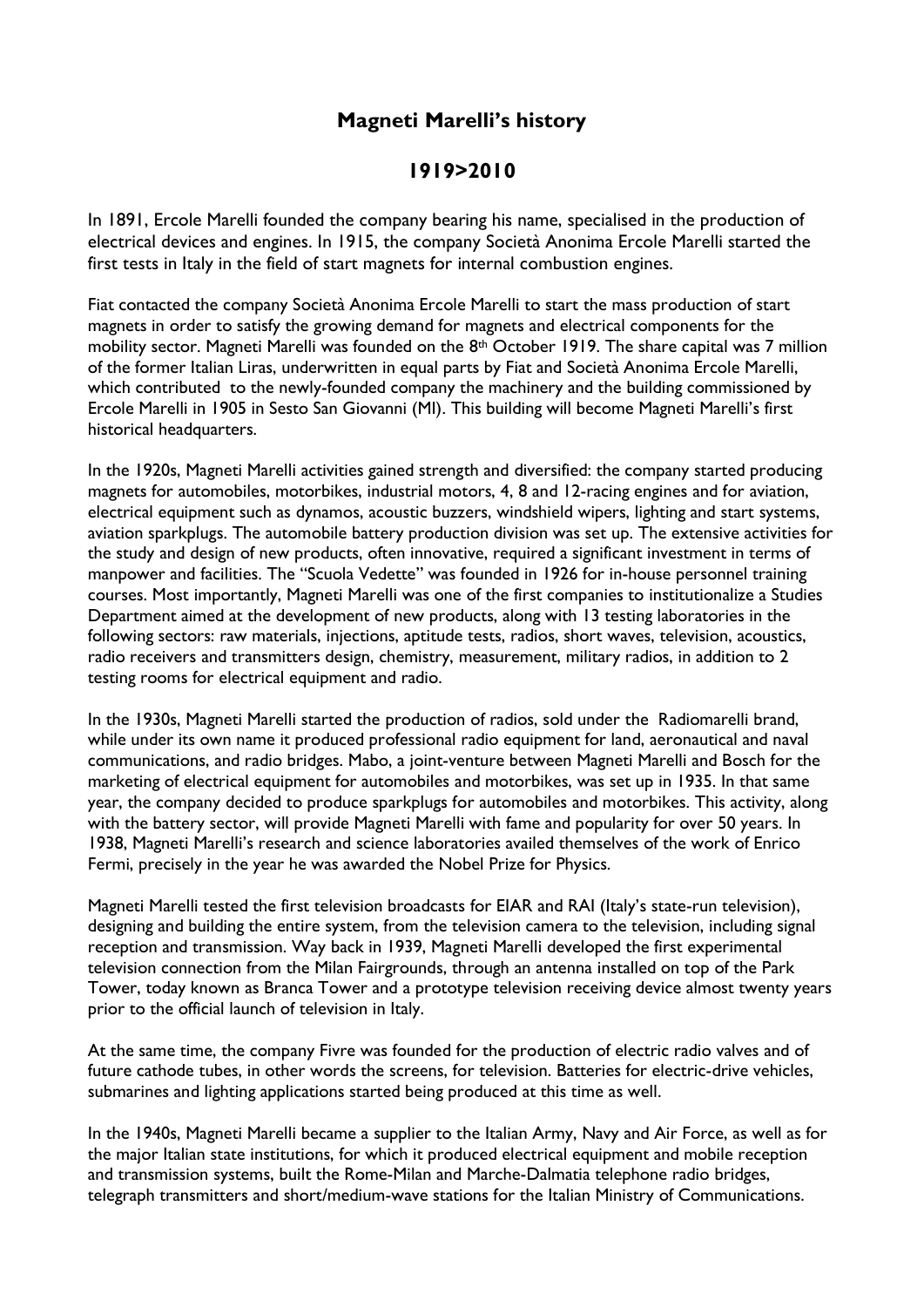# Magneti Marelli's history

## 1919>2010

In 1891, Ercole Marelli founded the company bearing his name, specialised in the production of electrical devices and engines. In 1915, the company Società Anonima Ercole Marelli started the first tests in Italy in the field of start magnets for internal combustion engines.

Fiat contacted the company Società Anonima Ercole Marelli to start the mass production of start magnets in order to satisfy the growing demand for magnets and electrical components for the mobility sector. Magneti Marelli was founded on the 8th October 1919. The share capital was 7 million of the former Italian Liras, underwritten in equal parts by Fiat and Società Anonima Ercole Marelli, which contributed to the newly-founded company the machinery and the building commissioned by Ercole Marelli in 1905 in Sesto San Giovanni (MI). This building will become Magneti Marelli's first historical headquarters.

In the 1920s, Magneti Marelli activities gained strength and diversified: the company started producing magnets for automobiles, motorbikes, industrial motors, 4, 8 and 12-racing engines and for aviation, electrical equipment such as dynamos, acoustic buzzers, windshield wipers, lighting and start systems, aviation sparkplugs. The automobile battery production division was set up. The extensive activities for the study and design of new products, often innovative, required a significant investment in terms of manpower and facilities. The "Scuola Vedette" was founded in 1926 for in-house personnel training courses. Most importantly, Magneti Marelli was one of the first companies to institutionalize a Studies Department aimed at the development of new products, along with 13 testing laboratories in the following sectors: raw materials, injections, aptitude tests, radios, short waves, television, acoustics, radio receivers and transmitters design, chemistry, measurement, military radios, in addition to 2 testing rooms for electrical equipment and radio.

In the 1930s, Magneti Marelli started the production of radios, sold under the Radiomarelli brand, while under its own name it produced professional radio equipment for land, aeronautical and naval communications, and radio bridges. Mabo, a joint-venture between Magneti Marelli and Bosch for the marketing of electrical equipment for automobiles and motorbikes, was set up in 1935. In that same year, the company decided to produce sparkplugs for automobiles and motorbikes. This activity, along with the battery sector, will provide Magneti Marelli with fame and popularity for over 50 years. In 1938, Magneti Marelli's research and science laboratories availed themselves of the work of Enrico Fermi, precisely in the year he was awarded the Nobel Prize for Physics.

Magneti Marelli tested the first television broadcasts for EIAR and RAI (Italy's state-run television), designing and building the entire system, from the television camera to the television, including signal reception and transmission. Way back in 1939, Magneti Marelli developed the first experimental television connection from the Milan Fairgrounds, through an antenna installed on top of the Park Tower, today known as Branca Tower and a prototype television receiving device almost twenty years prior to the official launch of television in Italy.

At the same time, the company Fivre was founded for the production of electric radio valves and of future cathode tubes, in other words the screens, for television. Batteries for electric-drive vehicles, submarines and lighting applications started being produced at this time as well.

In the 1940s, Magneti Marelli became a supplier to the Italian Army, Navy and Air Force, as well as for the major Italian state institutions, for which it produced electrical equipment and mobile reception and transmission systems, built the Rome-Milan and Marche-Dalmatia telephone radio bridges, telegraph transmitters and short/medium-wave stations for the Italian Ministry of Communications.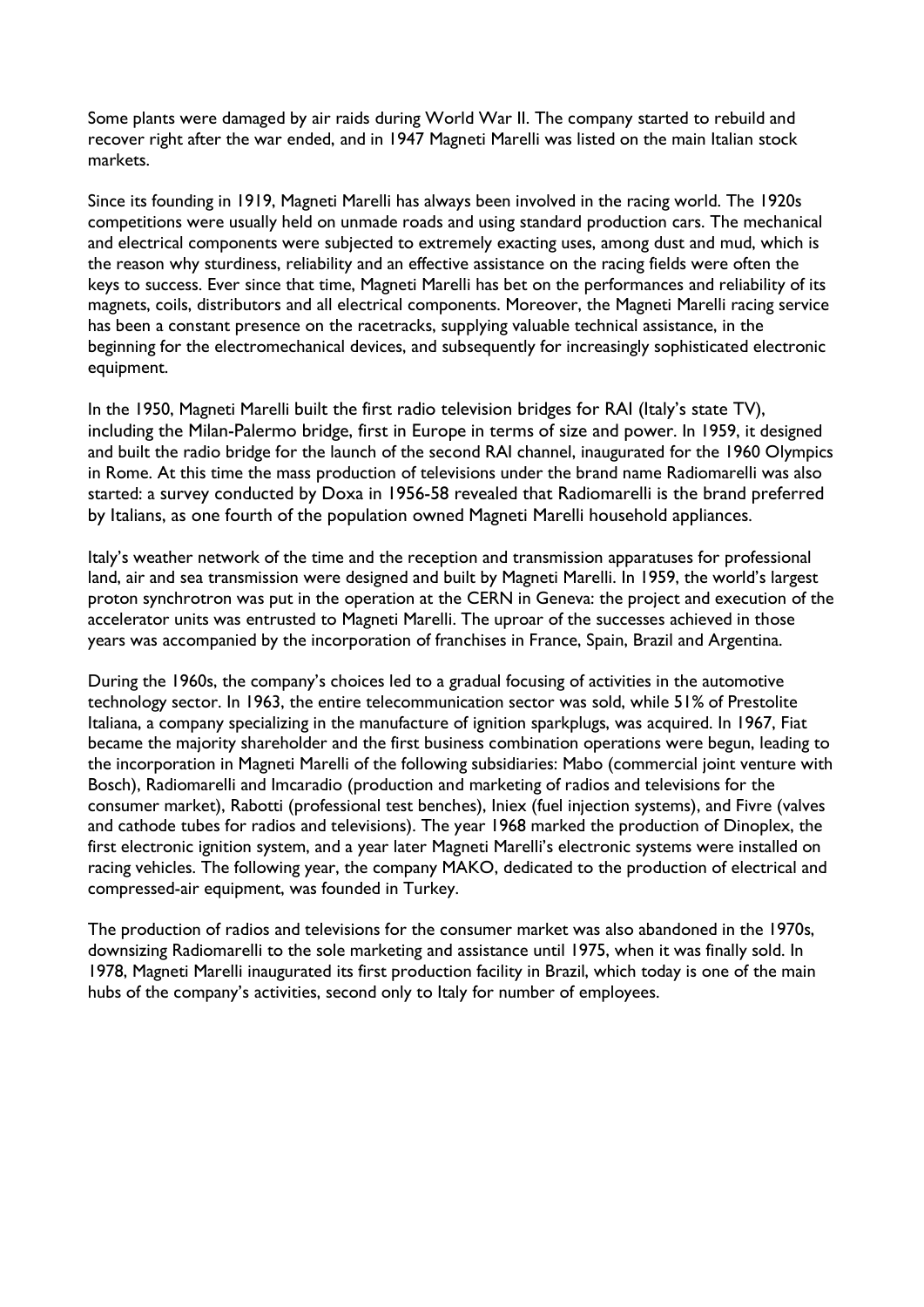Some plants were damaged by air raids during World War II. The company started to rebuild and recover right after the war ended, and in 1947 Magneti Marelli was listed on the main Italian stock markets.

Since its founding in 1919, Magneti Marelli has always been involved in the racing world. The 1920s competitions were usually held on unmade roads and using standard production cars. The mechanical and electrical components were subjected to extremely exacting uses, among dust and mud, which is the reason why sturdiness, reliability and an effective assistance on the racing fields were often the keys to success. Ever since that time, Magneti Marelli has bet on the performances and reliability of its magnets, coils, distributors and all electrical components. Moreover, the Magneti Marelli racing service has been a constant presence on the racetracks, supplying valuable technical assistance, in the beginning for the electromechanical devices, and subsequently for increasingly sophisticated electronic equipment.

In the 1950, Magneti Marelli built the first radio television bridges for RAI (Italy's state TV), including the Milan-Palermo bridge, first in Europe in terms of size and power. In 1959, it designed and built the radio bridge for the launch of the second RAI channel, inaugurated for the 1960 Olympics in Rome. At this time the mass production of televisions under the brand name Radiomarelli was also started: a survey conducted by Doxa in 1956-58 revealed that Radiomarelli is the brand preferred by Italians, as one fourth of the population owned Magneti Marelli household appliances.

Italy's weather network of the time and the reception and transmission apparatuses for professional land, air and sea transmission were designed and built by Magneti Marelli. In 1959, the world's largest proton synchrotron was put in the operation at the CERN in Geneva: the project and execution of the accelerator units was entrusted to Magneti Marelli. The uproar of the successes achieved in those years was accompanied by the incorporation of franchises in France, Spain, Brazil and Argentina.

During the 1960s, the company's choices led to a gradual focusing of activities in the automotive technology sector. In 1963, the entire telecommunication sector was sold, while 51% of Prestolite Italiana, a company specializing in the manufacture of ignition sparkplugs, was acquired. In 1967, Fiat became the majority shareholder and the first business combination operations were begun, leading to the incorporation in Magneti Marelli of the following subsidiaries: Mabo (commercial joint venture with Bosch), Radiomarelli and Imcaradio (production and marketing of radios and televisions for the consumer market), Rabotti (professional test benches), Iniex (fuel injection systems), and Fivre (valves and cathode tubes for radios and televisions). The year 1968 marked the production of Dinoplex, the first electronic ignition system, and a year later Magneti Marelli's electronic systems were installed on racing vehicles. The following year, the company MAKO, dedicated to the production of electrical and compressed-air equipment, was founded in Turkey.

The production of radios and televisions for the consumer market was also abandoned in the 1970s, downsizing Radiomarelli to the sole marketing and assistance until 1975, when it was finally sold. In 1978, Magneti Marelli inaugurated its first production facility in Brazil, which today is one of the main hubs of the company's activities, second only to Italy for number of employees.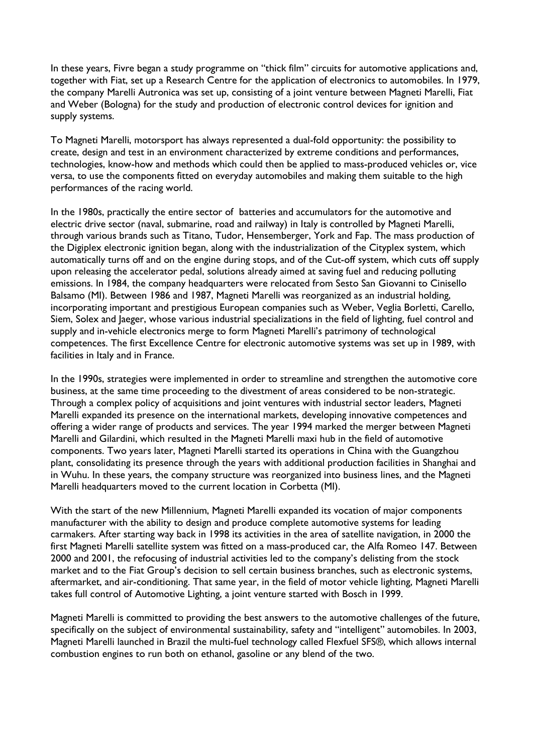In these years, Fivre began a study programme on "thick film" circuits for automotive applications and, together with Fiat, set up a Research Centre for the application of electronics to automobiles. In 1979, the company Marelli Autronica was set up, consisting of a joint venture between Magneti Marelli, Fiat and Weber (Bologna) for the study and production of electronic control devices for ignition and supply systems.

To Magneti Marelli, motorsport has always represented a dual-fold opportunity: the possibility to create, design and test in an environment characterized by extreme conditions and performances, technologies, know-how and methods which could then be applied to mass-produced vehicles or, vice versa, to use the components fitted on everyday automobiles and making them suitable to the high performances of the racing world.

In the 1980s, practically the entire sector of batteries and accumulators for the automotive and electric drive sector (naval, submarine, road and railway) in Italy is controlled by Magneti Marelli, through various brands such as Titano, Tudor, Hensemberger, York and Fap. The mass production of the Digiplex electronic ignition began, along with the industrialization of the Cityplex system, which automatically turns off and on the engine during stops, and of the Cut-off system, which cuts off supply upon releasing the accelerator pedal, solutions already aimed at saving fuel and reducing polluting emissions. In 1984, the company headquarters were relocated from Sesto San Giovanni to Cinisello Balsamo (MI). Between 1986 and 1987, Magneti Marelli was reorganized as an industrial holding, incorporating important and prestigious European companies such as Weber, Veglia Borletti, Carello, Siem, Solex and Jaeger, whose various industrial specializations in the field of lighting, fuel control and supply and in-vehicle electronics merge to form Magneti Marelli's patrimony of technological competences. The first Excellence Centre for electronic automotive systems was set up in 1989, with facilities in Italy and in France.

In the 1990s, strategies were implemented in order to streamline and strengthen the automotive core business, at the same time proceeding to the divestment of areas considered to be non-strategic. Through a complex policy of acquisitions and joint ventures with industrial sector leaders, Magneti Marelli expanded its presence on the international markets, developing innovative competences and offering a wider range of products and services. The year 1994 marked the merger between Magneti Marelli and Gilardini, which resulted in the Magneti Marelli maxi hub in the field of automotive components. Two years later, Magneti Marelli started its operations in China with the Guangzhou plant, consolidating its presence through the years with additional production facilities in Shanghai and in Wuhu. In these years, the company structure was reorganized into business lines, and the Magneti Marelli headquarters moved to the current location in Corbetta (MI).

With the start of the new Millennium, Magneti Marelli expanded its vocation of major components manufacturer with the ability to design and produce complete automotive systems for leading carmakers. After starting way back in 1998 its activities in the area of satellite navigation, in 2000 the first Magneti Marelli satellite system was fitted on a mass-produced car, the Alfa Romeo 147. Between 2000 and 2001, the refocusing of industrial activities led to the company's delisting from the stock market and to the Fiat Group's decision to sell certain business branches, such as electronic systems, aftermarket, and air-conditioning. That same year, in the field of motor vehicle lighting, Magneti Marelli takes full control of Automotive Lighting, a joint venture started with Bosch in 1999.

Magneti Marelli is committed to providing the best answers to the automotive challenges of the future, specifically on the subject of environmental sustainability, safety and "intelligent" automobiles. In 2003, Magneti Marelli launched in Brazil the multi-fuel technology called Flexfuel SFS®, which allows internal combustion engines to run both on ethanol, gasoline or any blend of the two.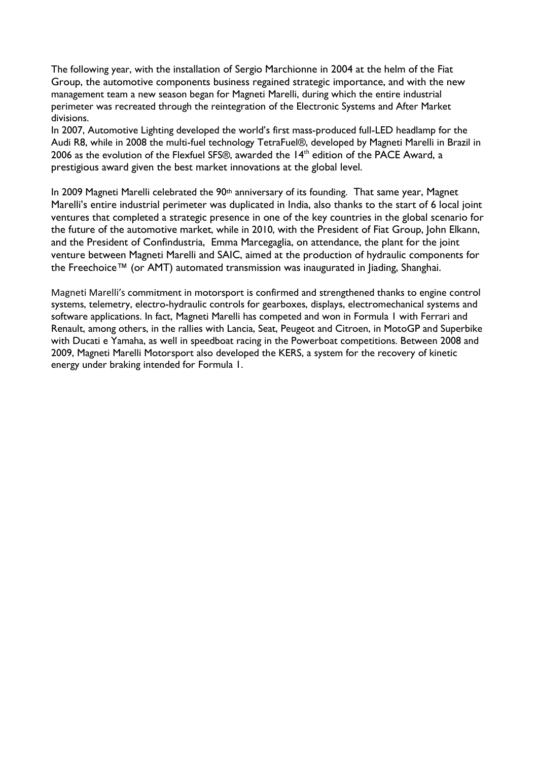The following year, with the installation of Sergio Marchionne in 2004 at the helm of the Fiat Group, the automotive components business regained strategic importance, and with the new management team a new season began for Magneti Marelli, during which the entire industrial perimeter was recreated through the reintegration of the Electronic Systems and After Market divisions.

In 2007, Automotive Lighting developed the world's first mass-produced full-LED headlamp for the Audi R8, while in 2008 the multi-fuel technology TetraFuel®, developed by Magneti Marelli in Brazil in 2006 as the evolution of the Flexfuel SFS®, awarded the 14th edition of the PACE Award, a prestigious award given the best market innovations at the global level.

In 2009 Magneti Marelli celebrated the 90th anniversary of its founding. That same year, Magnet Marelli's entire industrial perimeter was duplicated in India, also thanks to the start of 6 local joint ventures that completed a strategic presence in one of the key countries in the global scenario for the future of the automotive market, while in 2010, with the President of Fiat Group, John Elkann, and the President of Confindustria, Emma Marcegaglia, on attendance, the plant for the joint venture between Magneti Marelli and SAIC, aimed at the production of hydraulic components for the Freechoice™ (or AMT) automated transmission was inaugurated in Jiading, Shanghai.

Magneti Marelli's commitment in motorsport is confirmed and strengthened thanks to engine control systems, telemetry, electro-hydraulic controls for gearboxes, displays, electromechanical systems and software applications. In fact, Magneti Marelli has competed and won in Formula 1 with Ferrari and Renault, among others, in the rallies with Lancia, Seat, Peugeot and Citroen, in MotoGP and Superbike with Ducati e Yamaha, as well in speedboat racing in the Powerboat competitions. Between 2008 and 2009, Magneti Marelli Motorsport also developed the KERS, a system for the recovery of kinetic energy under braking intended for Formula 1.